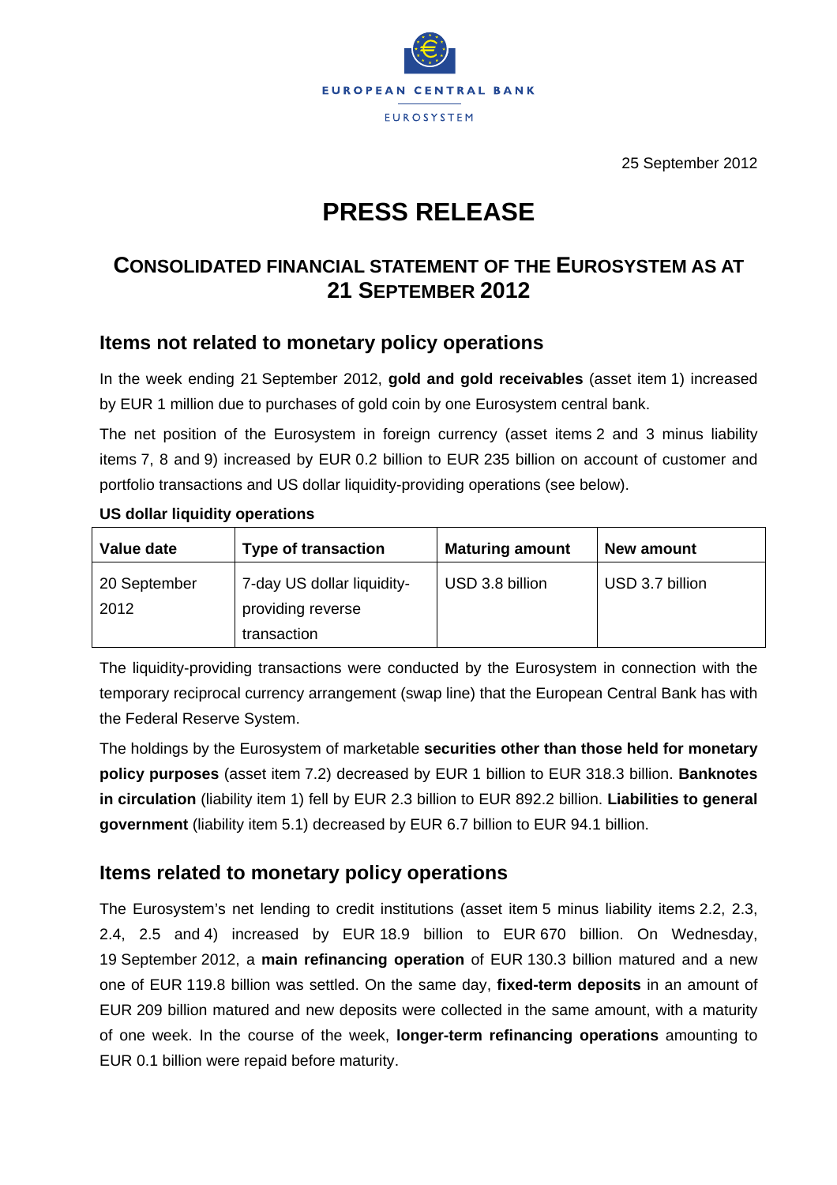EUROPEAN CENTRAL BANK

EUROSYSTEM

25 September 2012

# PRESS RELEASE

## CONSOLIDATED FINANCIAL STATEMENT OF THE EUROSYSTEM AS AT 21 SEPTEMBER 2012

### Items not related to monetary policy operations

In the week ending 21 September 2012, **gold and gold receivables** (asset item 1) increased by EUR 1 million due to purchases of gold coin by one Eurosystem central bank.

The net position of the Eurosystem in foreign currency (asset items 2 and 3 minus liability items 7, 8 and 9) increased by EUR 0.2 billion to EUR 235 billion on account of customer and portfolio transactions and US dollar liquidity-providing operations (see below).

**US dollar liquidity operations**

| Value date | Type of transaction | Maturing amount | New amount |
|---|---|---|---|
| 20 September 2012 | 7-day US dollar liquidity-providing reverse transaction | USD 3.8 billion | USD 3.7 billion |

The liquidity-providing transactions were conducted by the Eurosystem in connection with the temporary reciprocal currency arrangement (swap line) that the European Central Bank has with the Federal Reserve System.

The holdings by the Eurosystem of marketable **securities other than those held for monetary policy purposes** (asset item 7.2) decreased by EUR 1 billion to EUR 318.3 billion. **Banknotes in circulation** (liability item 1) fell by EUR 2.3 billion to EUR 892.2 billion. **Liabilities to general government** (liability item 5.1) decreased by EUR 6.7 billion to EUR 94.1 billion.

### Items related to monetary policy operations

The Eurosystem's net lending to credit institutions (asset item 5 minus liability items 2.2, 2.3, 2.4, 2.5 and 4) increased by EUR 18.9 billion to EUR 670 billion. On Wednesday, 19 September 2012, a **main refinancing operation** of EUR 130.3 billion matured and a new one of EUR 119.8 billion was settled. On the same day, **fixed-term deposits** in an amount of EUR 209 billion matured and new deposits were collected in the same amount, with a maturity of one week. In the course of the week, **longer-term refinancing operations** amounting to EUR 0.1 billion were repaid before maturity.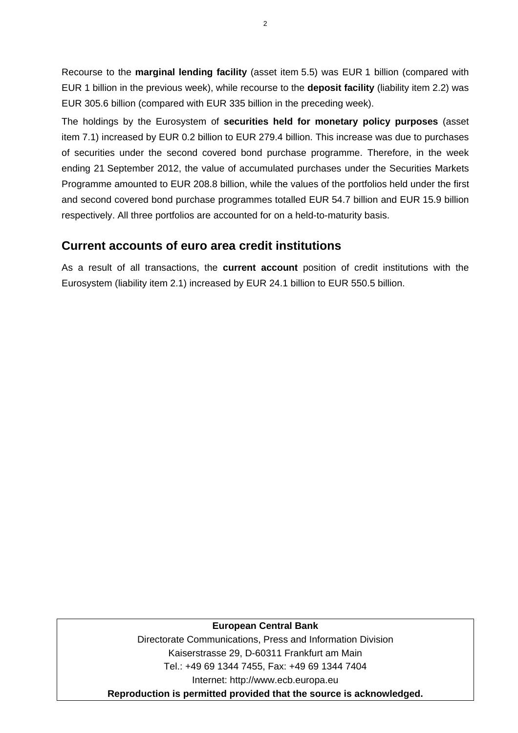Recourse to the **marginal lending facility** (asset item 5.5) was EUR 1 billion (compared with EUR 1 billion in the previous week), while recourse to the **deposit facility** (liability item 2.2) was EUR 305.6 billion (compared with EUR 335 billion in the preceding week).

The holdings by the Eurosystem of **securities held for monetary policy purposes** (asset item 7.1) increased by EUR 0.2 billion to EUR 279.4 billion. This increase was due to purchases of securities under the second covered bond purchase programme. Therefore, in the week ending 21 September 2012, the value of accumulated purchases under the Securities Markets Programme amounted to EUR 208.8 billion, while the values of the portfolios held under the first and second covered bond purchase programmes totalled EUR 54.7 billion and EUR 15.9 billion respectively. All three portfolios are accounted for on a held-to-maturity basis.

## Current accounts of euro area credit institutions

As a result of all transactions, the **current account** position of credit institutions with the Eurosystem (liability item 2.1) increased by EUR 24.1 billion to EUR 550.5 billion.

**European Central Bank**
Directorate Communications, Press and Information Division
Kaiserstrasse 29, D-60311 Frankfurt am Main
Tel.: +49 69 1344 7455, Fax: +49 69 1344 7404
Internet: http://www.ecb.europa.eu
**Reproduction is permitted provided that the source is acknowledged.**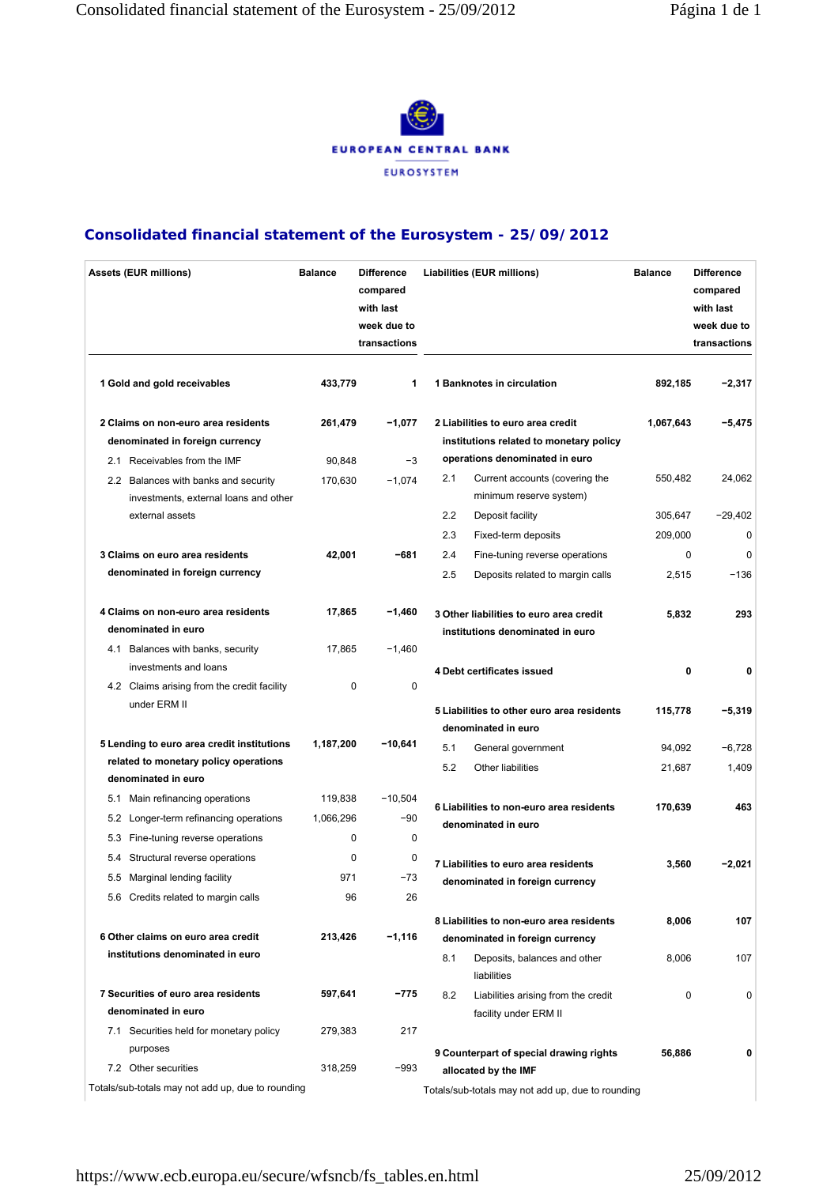EUROPEAN CENTRAL BANK

EUROSYSTEM

# Consolidated financial statement of the Eurosystem - 25/09/2012

| Assets (EUR millions) | Balance | Difference compared with last week due to transactions |
|---|---|---|
| **1 Gold and gold receivables** | **433,779** | **1** |
| **2 Claims on non-euro area residents denominated in foreign currency** | **261,479** | **−1,077** |
| 2.1 Receivables from the IMF | 90,848 | −3 |
| 2.2 Balances with banks and security investments, external loans and other external assets | 170,630 | −1,074 |
| **3 Claims on euro area residents denominated in foreign currency** | **42,001** | **−681** |
| **4 Claims on non-euro area residents denominated in euro** | **17,865** | **−1,460** |
| 4.1 Balances with banks, security investments and loans | 17,865 | −1,460 |
| 4.2 Claims arising from the credit facility under ERM II | 0 | 0 |
| **5 Lending to euro area credit institutions related to monetary policy operations denominated in euro** | **1,187,200** | **−10,641** |
| 5.1 Main refinancing operations | 119,838 | −10,504 |
| 5.2 Longer-term refinancing operations | 1,066,296 | −90 |
| 5.3 Fine-tuning reverse operations | 0 | 0 |
| 5.4 Structural reverse operations | 0 | 0 |
| 5.5 Marginal lending facility | 971 | −73 |
| 5.6 Credits related to margin calls | 96 | 26 |
| **6 Other claims on euro area credit institutions denominated in euro** | **213,426** | **−1,116** |
| **7 Securities of euro area residents denominated in euro** | **597,641** | **−775** |
| 7.1 Securities held for monetary policy purposes | 279,383 | 217 |
| 7.2 Other securities | 318,259 | −993 |

Totals/sub-totals may not add up, due to rounding

| Liabilities (EUR millions) | Balance | Difference compared with last week due to transactions |
|---|---|---|
| **1 Banknotes in circulation** | **892,185** | **−2,317** |
| **2 Liabilities to euro area credit institutions related to monetary policy operations denominated in euro** | **1,067,643** | **−5,475** |
| 2.1 Current accounts (covering the minimum reserve system) | 550,482 | 24,062 |
| 2.2 Deposit facility | 305,647 | −29,402 |
| 2.3 Fixed-term deposits | 209,000 | 0 |
| 2.4 Fine-tuning reverse operations | 0 | 0 |
| 2.5 Deposits related to margin calls | 2,515 | −136 |
| **3 Other liabilities to euro area credit institutions denominated in euro** | **5,832** | **293** |
| **4 Debt certificates issued** | **0** | **0** |
| **5 Liabilities to other euro area residents denominated in euro** | **115,778** | **−5,319** |
| 5.1 General government | 94,092 | −6,728 |
| 5.2 Other liabilities | 21,687 | 1,409 |
| **6 Liabilities to non-euro area residents denominated in euro** | **170,639** | **463** |
| **7 Liabilities to euro area residents denominated in foreign currency** | **3,560** | **−2,021** |
| **8 Liabilities to non-euro area residents denominated in foreign currency** | **8,006** | **107** |
| 8.1 Deposits, balances and other liabilities | 8,006 | 107 |
| 8.2 Liabilities arising from the credit facility under ERM II | 0 | 0 |
| **9 Counterpart of special drawing rights allocated by the IMF** | **56,886** | **0** |

Totals/sub-totals may not add up, due to rounding